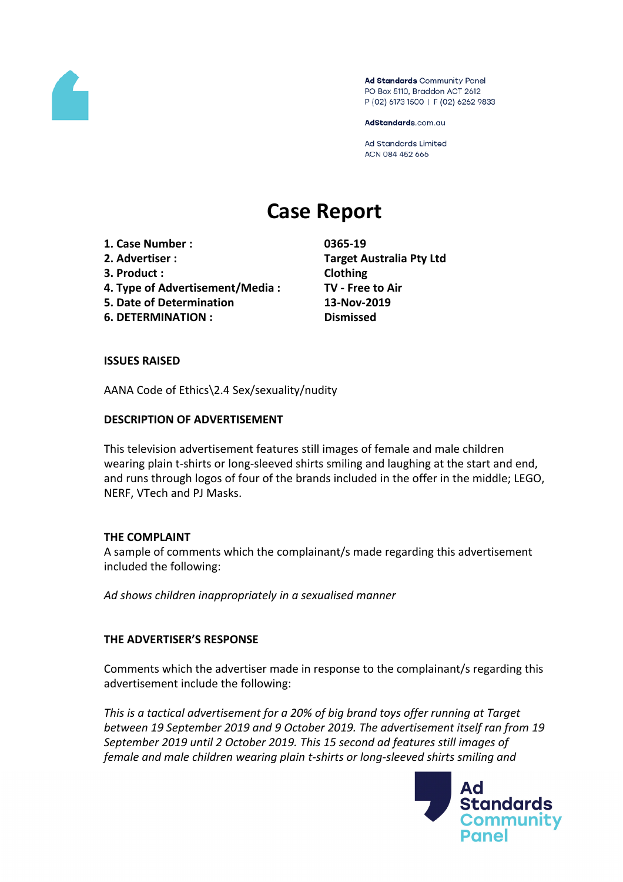Ad Standards Community Panel
PO Box 5110, Braddon ACT 2612
P (02) 6173 1500 | F (02) 6262 9833

AdStandards.com.au

Ad Standards Limited
ACN 084 452 666

# Case Report

| | |
|---|---|
| **1. Case Number :** | **0365-19** |
| **2. Advertiser :** | **Target Australia Pty Ltd** |
| **3. Product :** | **Clothing** |
| **4. Type of Advertisement/Media :** | **TV - Free to Air** |
| **5. Date of Determination** | **13-Nov-2019** |
| **6. DETERMINATION :** | **Dismissed** |

### ISSUES RAISED

AANA Code of Ethics\2.4 Sex/sexuality/nudity

### DESCRIPTION OF ADVERTISEMENT

This television advertisement features still images of female and male children wearing plain t-shirts or long-sleeved shirts smiling and laughing at the start and end, and runs through logos of four of the brands included in the offer in the middle; LEGO, NERF, VTech and PJ Masks.

### THE COMPLAINT

A sample of comments which the complainant/s made regarding this advertisement included the following:

*Ad shows children inappropriately in a sexualised manner*

### THE ADVERTISER'S RESPONSE

Comments which the advertiser made in response to the complainant/s regarding this advertisement include the following:

*This is a tactical advertisement for a 20% of big brand toys offer running at Target between 19 September 2019 and 9 October 2019. The advertisement itself ran from 19 September 2019 until 2 October 2019. This 15 second ad features still images of female and male children wearing plain t-shirts or long-sleeved shirts smiling and*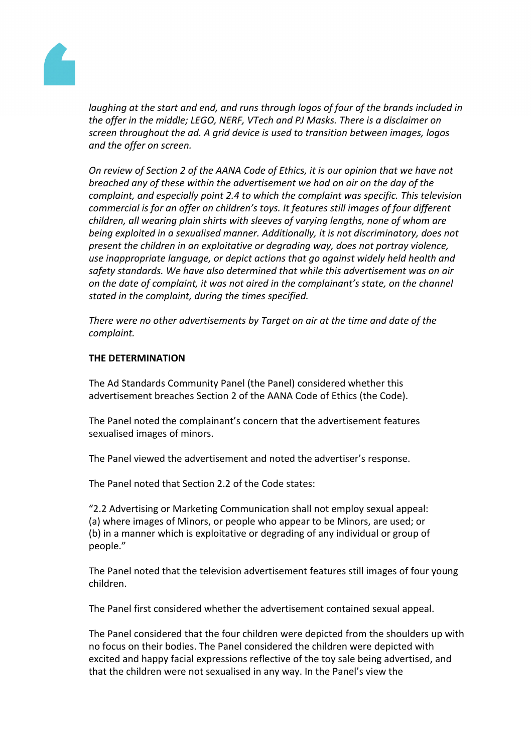*laughing at the start and end, and runs through logos of four of the brands included in the offer in the middle; LEGO, NERF, VTech and PJ Masks. There is a disclaimer on screen throughout the ad. A grid device is used to transition between images, logos and the offer on screen.*

*On review of Section 2 of the AANA Code of Ethics, it is our opinion that we have not breached any of these within the advertisement we had on air on the day of the complaint, and especially point 2.4 to which the complaint was specific. This television commercial is for an offer on children's toys. It features still images of four different children, all wearing plain shirts with sleeves of varying lengths, none of whom are being exploited in a sexualised manner. Additionally, it is not discriminatory, does not present the children in an exploitative or degrading way, does not portray violence, use inappropriate language, or depict actions that go against widely held health and safety standards. We have also determined that while this advertisement was on air on the date of complaint, it was not aired in the complainant's state, on the channel stated in the complaint, during the times specified.*

*There were no other advertisements by Target on air at the time and date of the complaint.*

**THE DETERMINATION**

The Ad Standards Community Panel (the Panel) considered whether this advertisement breaches Section 2 of the AANA Code of Ethics (the Code).

The Panel noted the complainant's concern that the advertisement features sexualised images of minors.

The Panel viewed the advertisement and noted the advertiser's response.

The Panel noted that Section 2.2 of the Code states:

"2.2 Advertising or Marketing Communication shall not employ sexual appeal:
(a) where images of Minors, or people who appear to be Minors, are used; or
(b) in a manner which is exploitative or degrading of any individual or group of people."

The Panel noted that the television advertisement features still images of four young children.

The Panel first considered whether the advertisement contained sexual appeal.

The Panel considered that the four children were depicted from the shoulders up with no focus on their bodies. The Panel considered the children were depicted with excited and happy facial expressions reflective of the toy sale being advertised, and that the children were not sexualised in any way. In the Panel's view the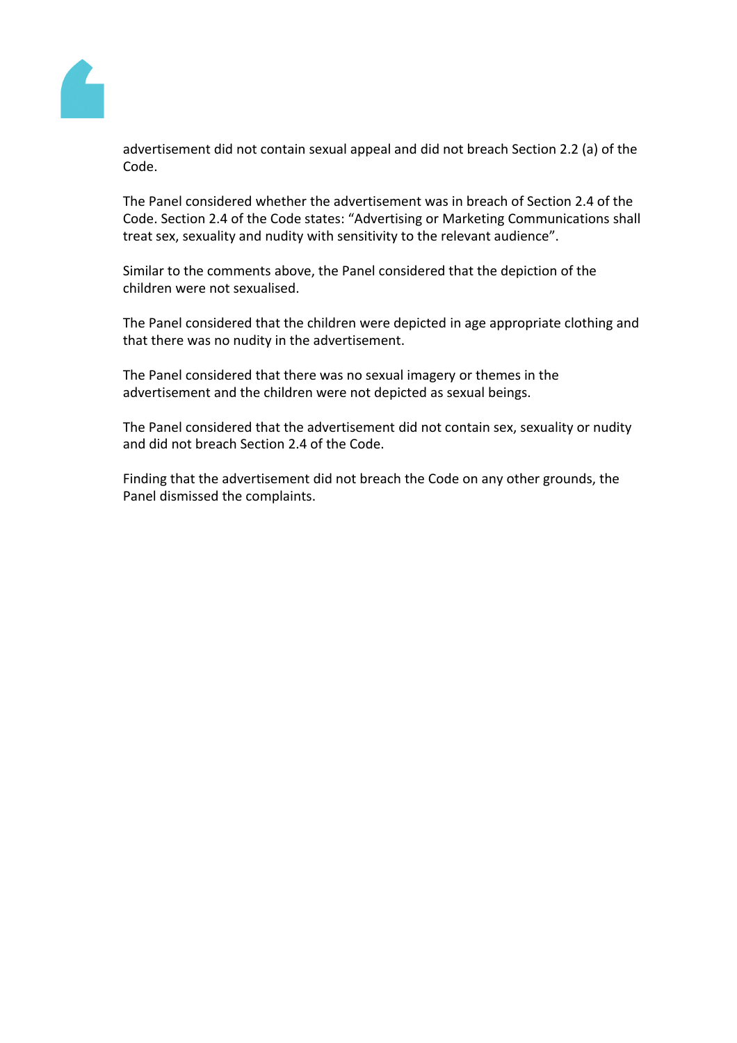advertisement did not contain sexual appeal and did not breach Section 2.2 (a) of the Code.

The Panel considered whether the advertisement was in breach of Section 2.4 of the Code. Section 2.4 of the Code states: "Advertising or Marketing Communications shall treat sex, sexuality and nudity with sensitivity to the relevant audience".

Similar to the comments above, the Panel considered that the depiction of the children were not sexualised.

The Panel considered that the children were depicted in age appropriate clothing and that there was no nudity in the advertisement.

The Panel considered that there was no sexual imagery or themes in the advertisement and the children were not depicted as sexual beings.

The Panel considered that the advertisement did not contain sex, sexuality or nudity and did not breach Section 2.4 of the Code.

Finding that the advertisement did not breach the Code on any other grounds, the Panel dismissed the complaints.